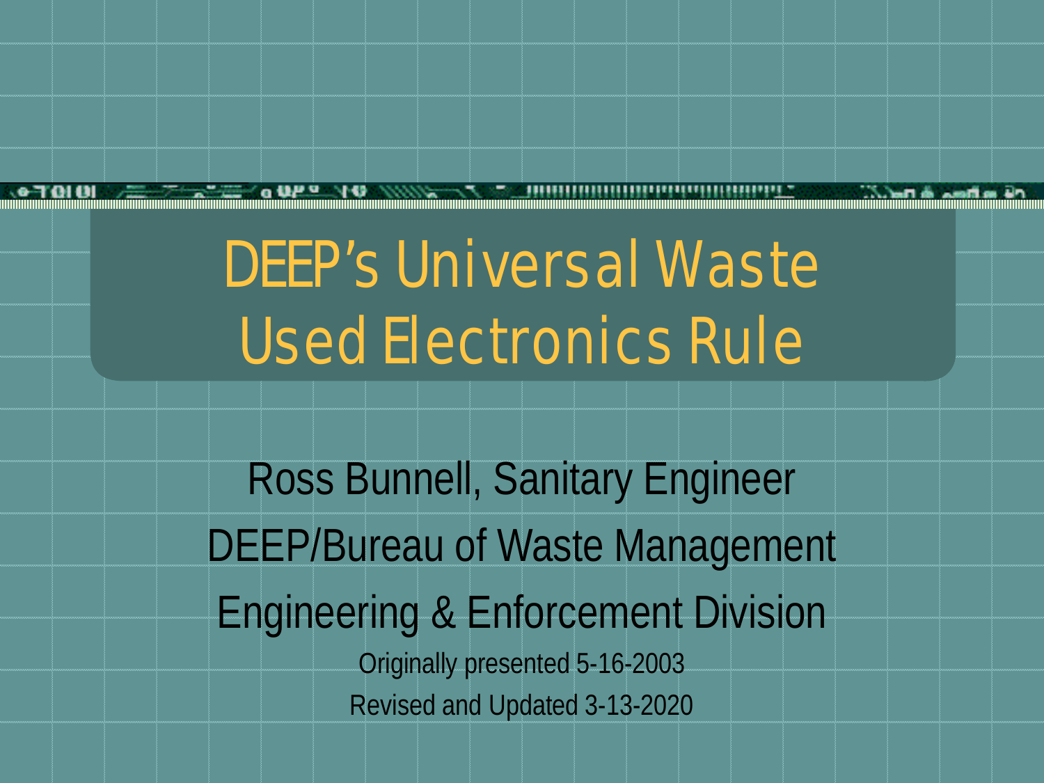# DEEP's Universal Waste Used Electronics Rule

Ross Bunnell, Sanitary Engineer

DEEP/Bureau of Waste Management

Engineering & Enforcement Division

Originally presented 5-16-2003

Revised and Updated 3-13-2020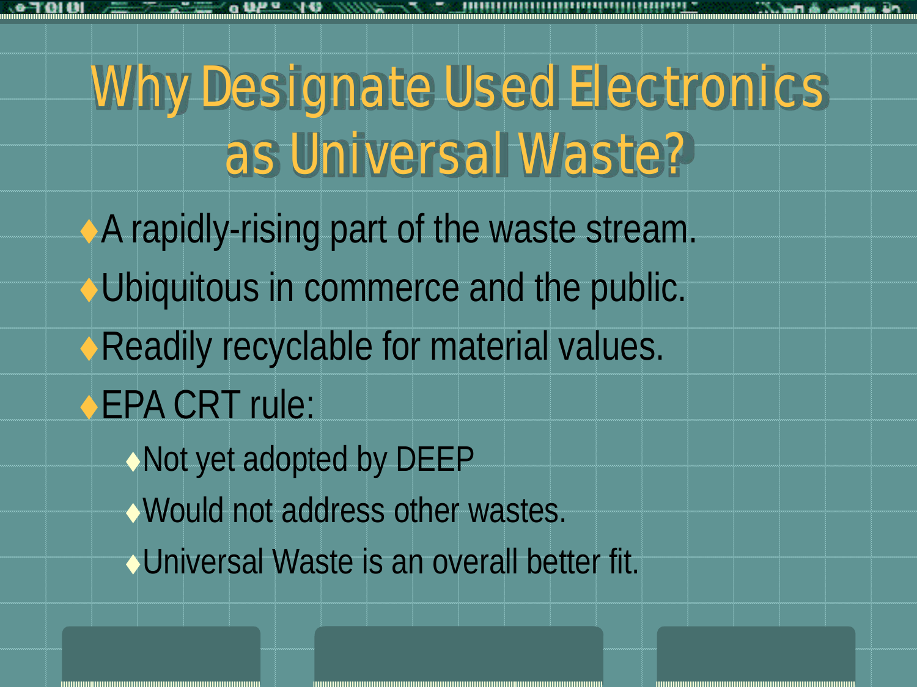# Why Designate Used Electronics as Universal Waste?

- A rapidly-rising part of the waste stream.
- Ubiquitous in commerce and the public.
- Readily recyclable for material values.
- EPA CRT rule:
  - Not yet adopted by DEEP
  - Would not address other wastes.
  - Universal Waste is an overall better fit.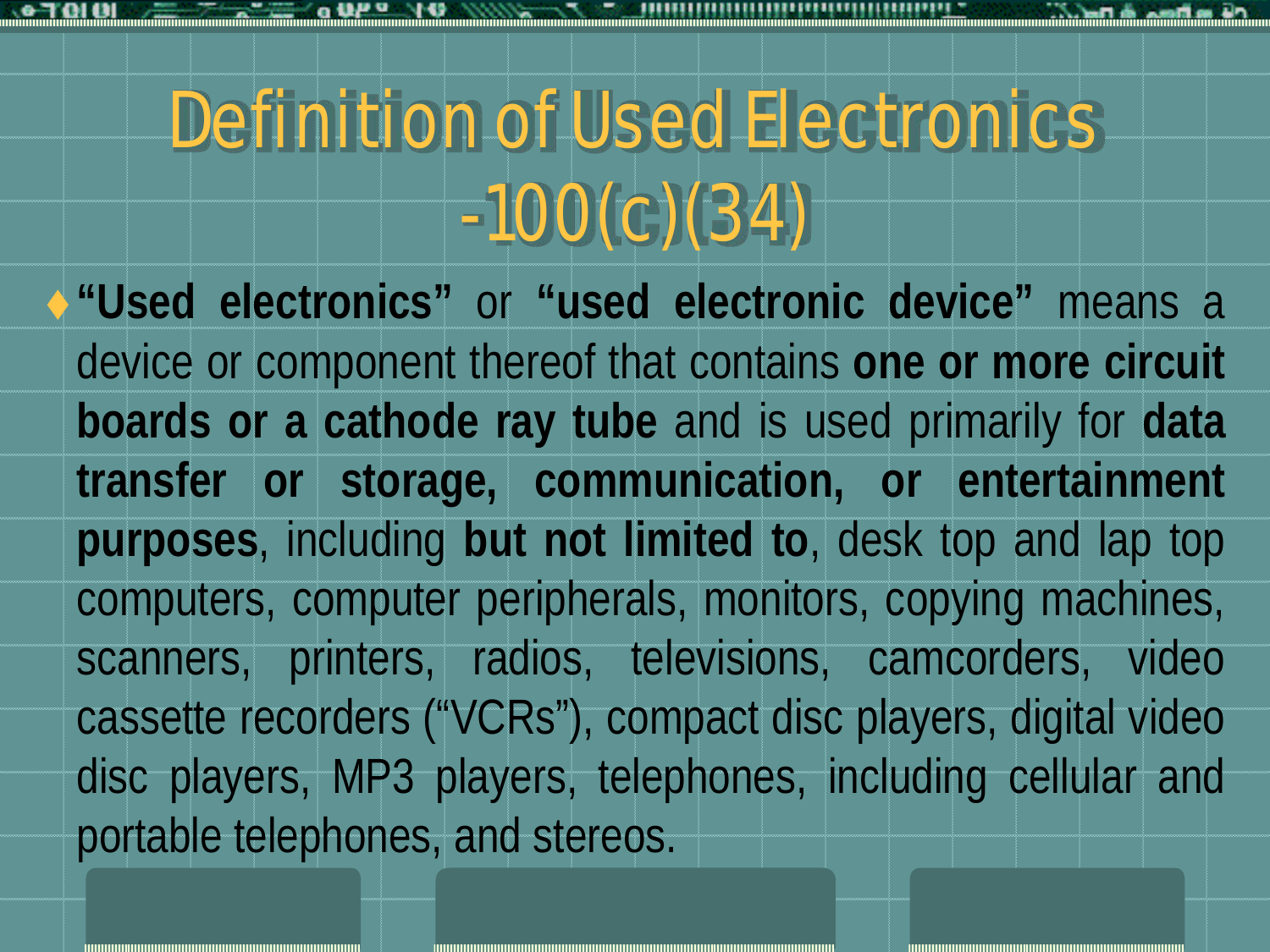# Definition of Used Electronics -100(c)(34)

- **"Used electronics"** or **"used electronic device"** means a device or component thereof that contains **one or more circuit boards or a cathode ray tube** and is used primarily for **data transfer or storage, communication, or entertainment purposes**, including **but not limited to**, desk top and lap top computers, computer peripherals, monitors, copying machines, scanners, printers, radios, televisions, camcorders, video cassette recorders ("VCRs"), compact disc players, digital video disc players, MP3 players, telephones, including cellular and portable telephones, and stereos.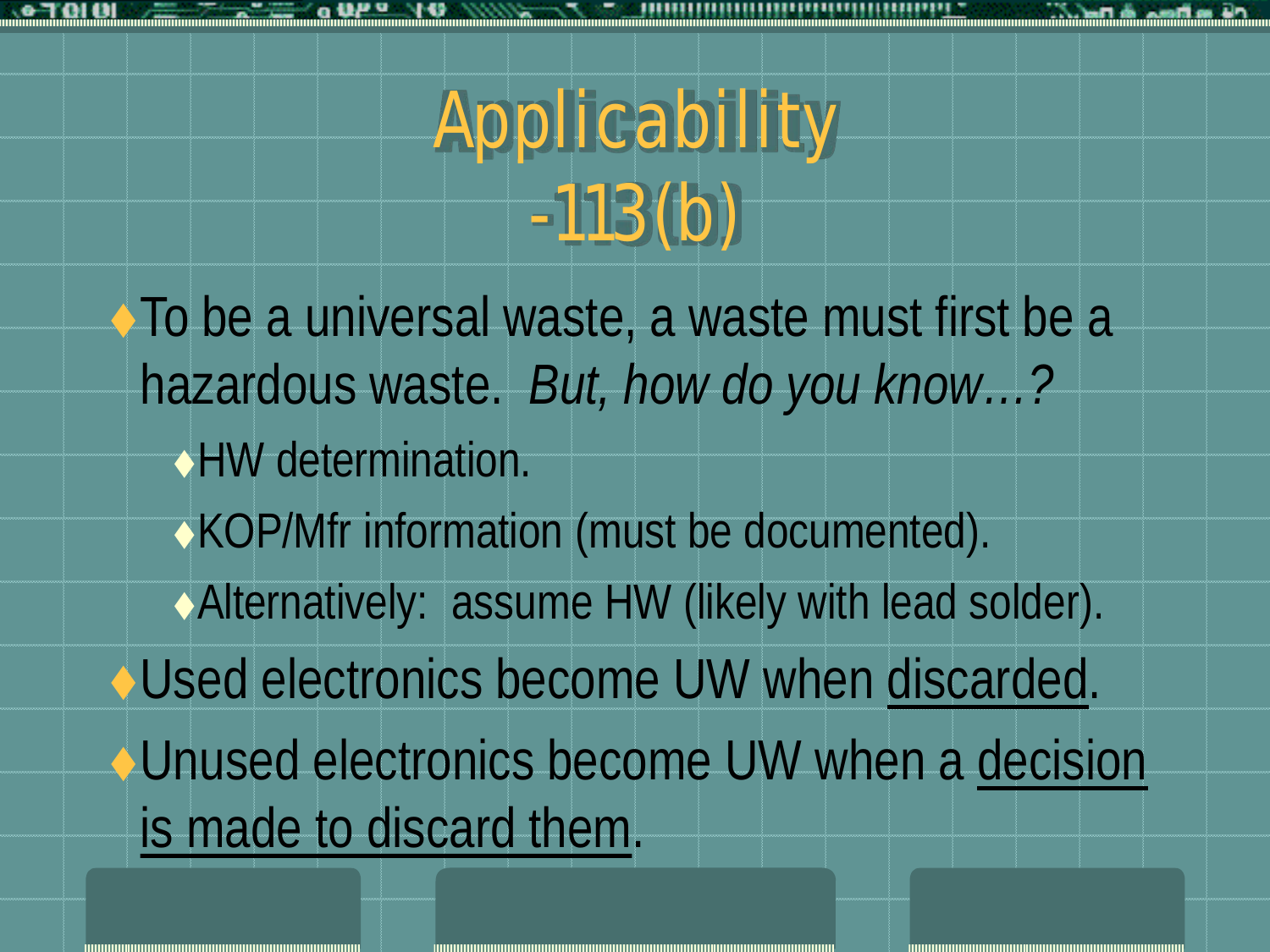# Applicability -113(b)

- To be a universal waste, a waste must first be a hazardous waste. *But, how do you know…?*
  - HW determination.
  - KOP/Mfr information (must be documented).
  - Alternatively: assume HW (likely with lead solder).
- Used electronics become UW when <u>discarded</u>.
- Unused electronics become UW when a <u>decision is made to discard them</u>.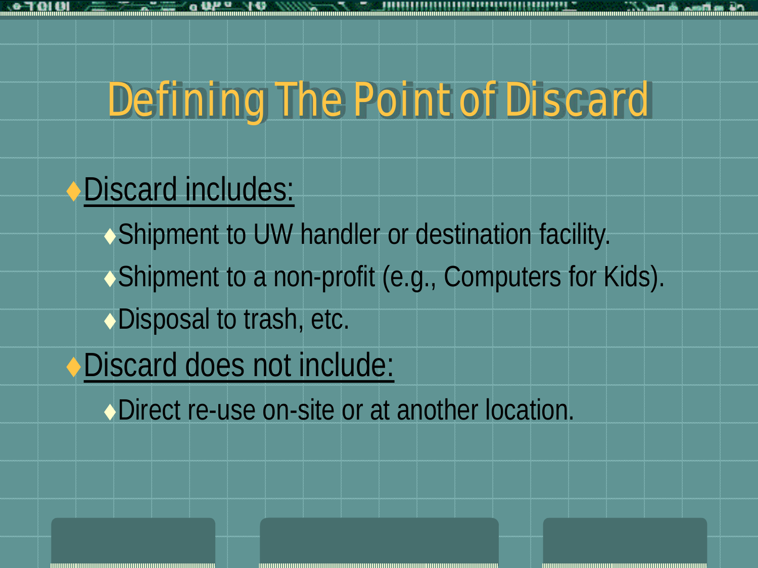# Defining The Point of Discard

- Discard includes:
  - Shipment to UW handler or destination facility.
  - Shipment to a non-profit (e.g., Computers for Kids).
  - Disposal to trash, etc.
- Discard does not include:
  - Direct re-use on-site or at another location.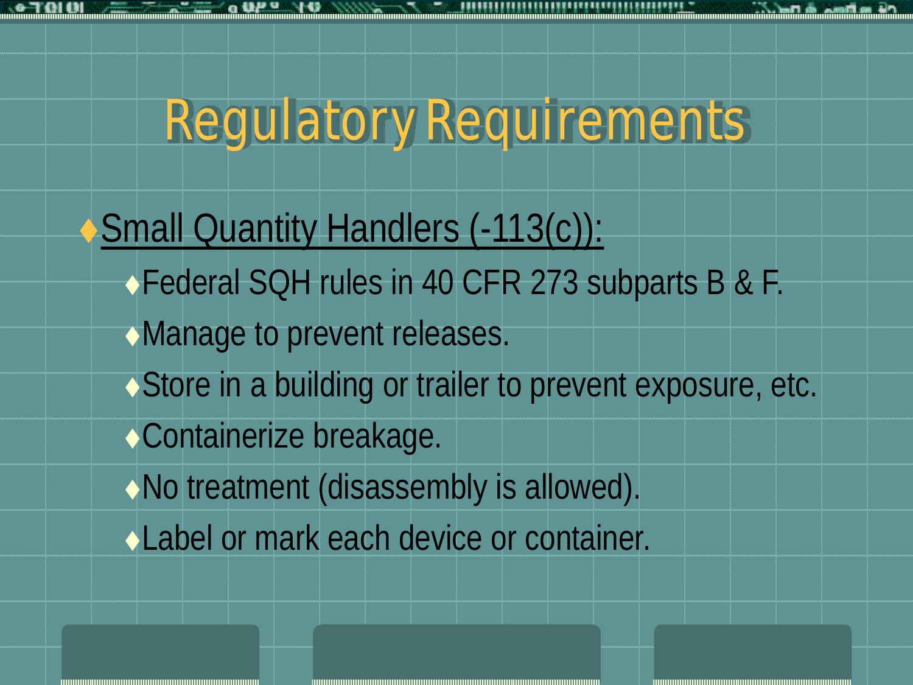# Regulatory Requirements

- Small Quantity Handlers (-113(c)):
  - Federal SQH rules in 40 CFR 273 subparts B & F.
  - Manage to prevent releases.
  - Store in a building or trailer to prevent exposure, etc.
  - Containerize breakage.
  - No treatment (disassembly is allowed).
  - Label or mark each device or container.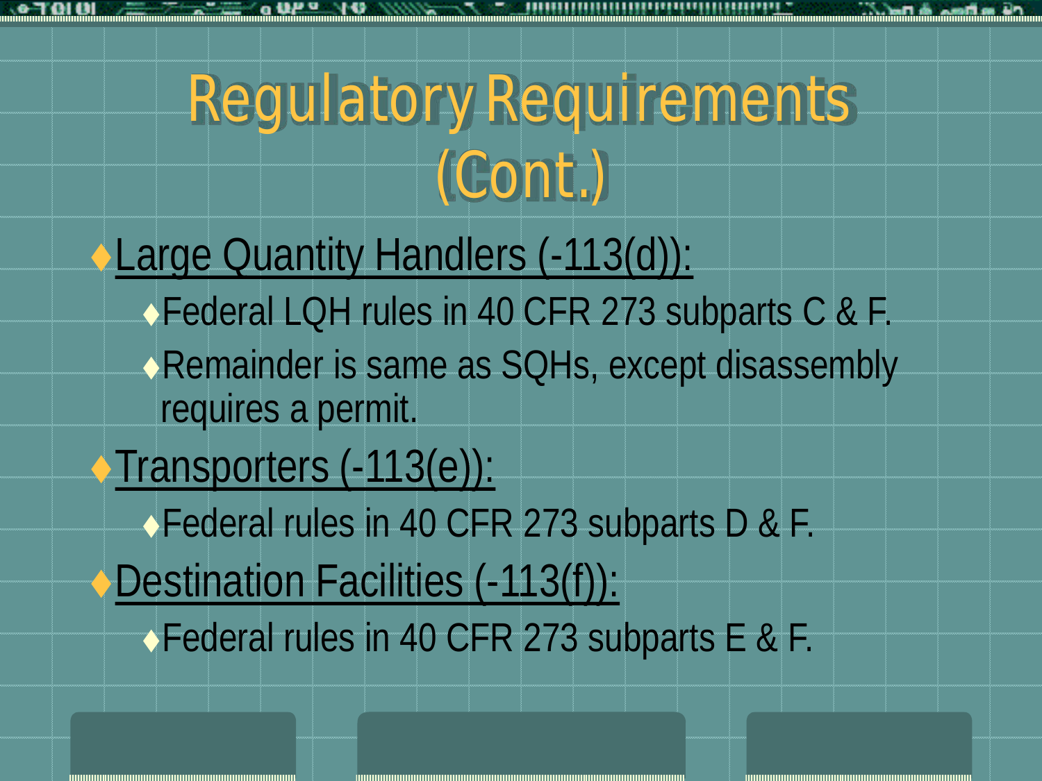# Regulatory Requirements (Cont.)

- Large Quantity Handlers (-113(d)):
  - Federal LQH rules in 40 CFR 273 subparts C & F.
  - Remainder is same as SQHs, except disassembly requires a permit.
- Transporters (-113(e)):
  - Federal rules in 40 CFR 273 subparts D & F.
- Destination Facilities (-113(f)):
  - Federal rules in 40 CFR 273 subparts E & F.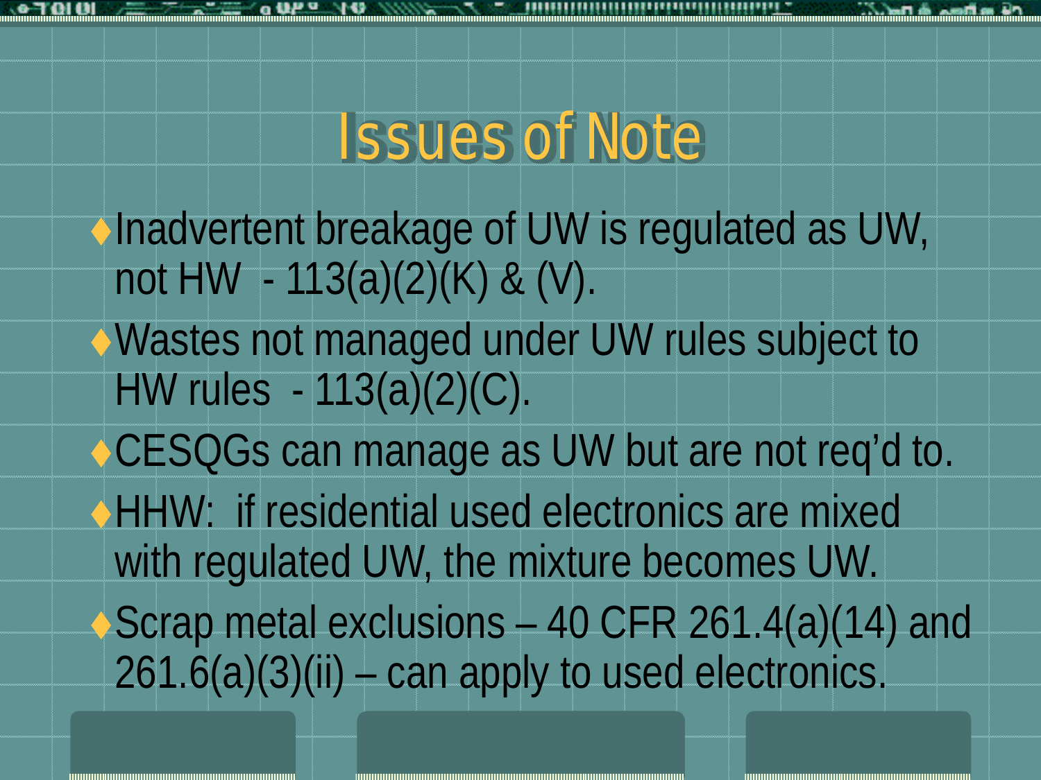# Issues of Note

- Inadvertent breakage of UW is regulated as UW, not HW - 113(a)(2)(K) & (V).
- Wastes not managed under UW rules subject to HW rules - 113(a)(2)(C).
- CESQGs can manage as UW but are not req'd to.
- HHW: if residential used electronics are mixed with regulated UW, the mixture becomes UW.
- Scrap metal exclusions – 40 CFR 261.4(a)(14) and 261.6(a)(3)(ii) – can apply to used electronics.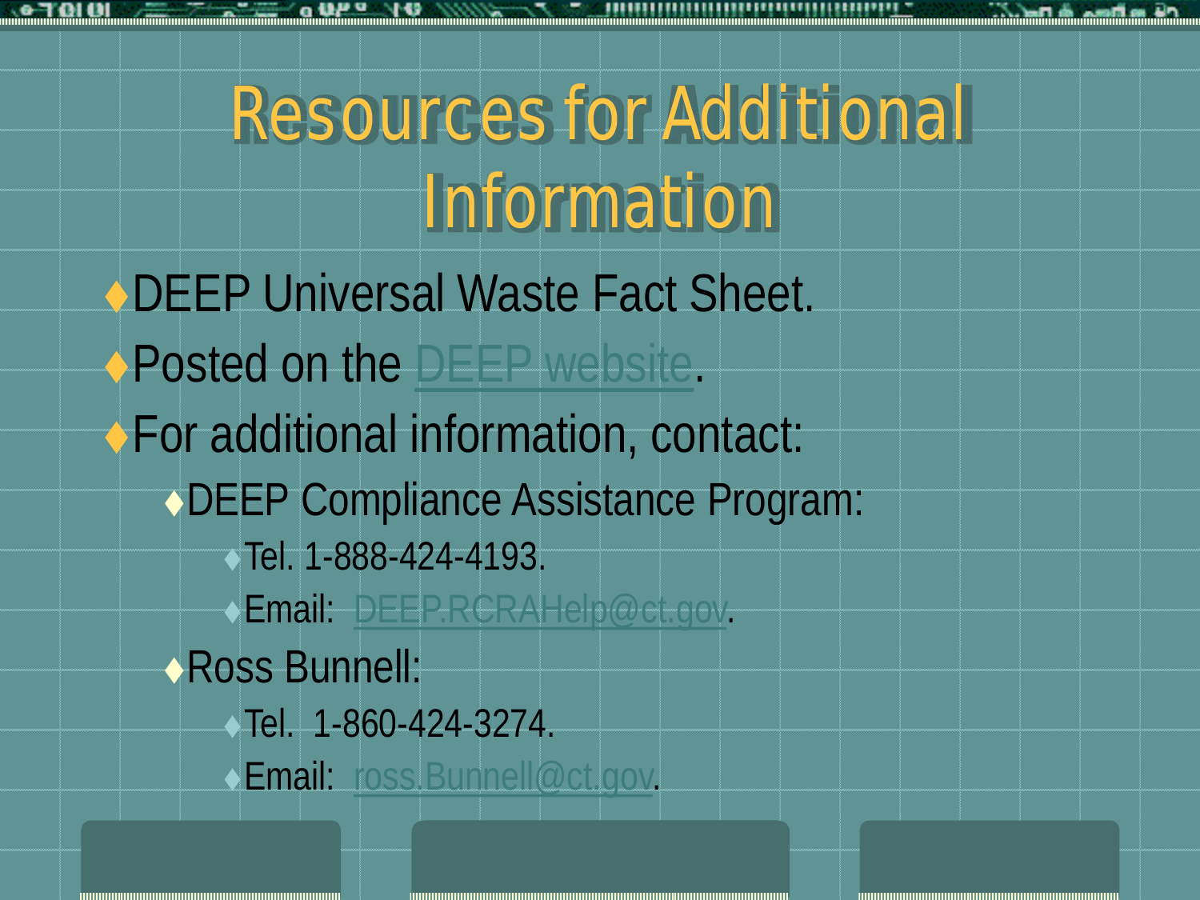# Resources for Additional Information

- DEEP Universal Waste Fact Sheet.
- Posted on the DEEP website.
- For additional information, contact:
  - DEEP Compliance Assistance Program:
    - Tel. 1-888-424-4193.
    - Email: DEEP.RCRAHelp@ct.gov.
  - Ross Bunnell:
    - Tel. 1-860-424-3274.
    - Email: ross.Bunnell@ct.gov.